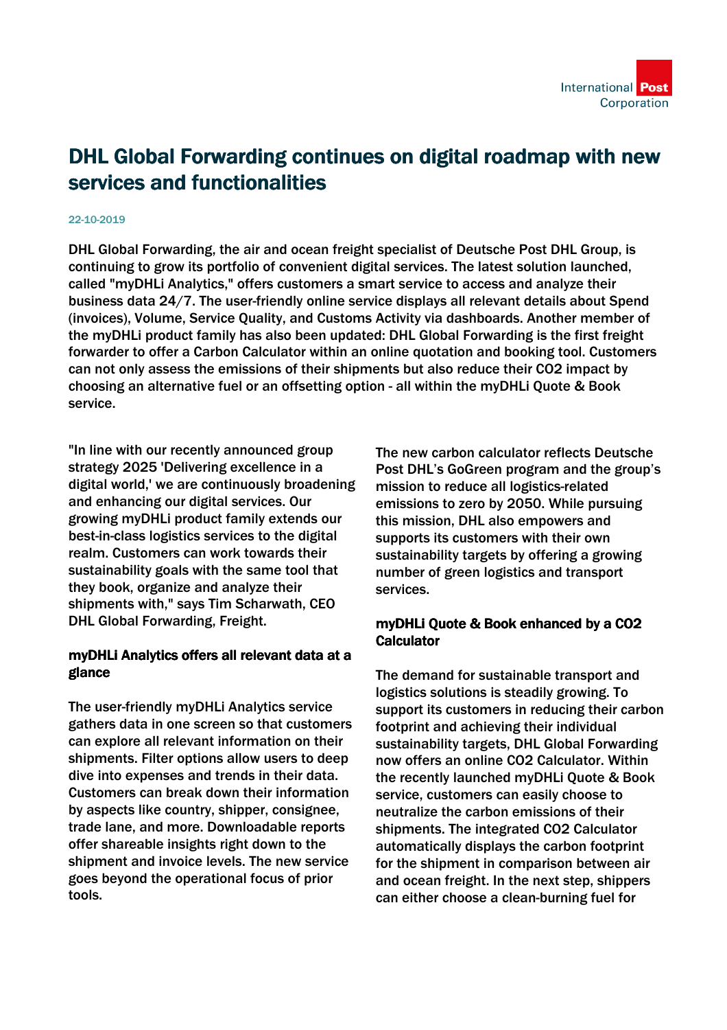# DHL Global Forwarding continues on digital roadmap with new services and functionalities

22-10-2019

**DHL Global Forwarding, the air and ocean freight specialist of Deutsche Post DHL Group, is continuing to grow its portfolio of convenient digital services. The latest solution launched, called "myDHLi Analytics," offers customers a smart service to access and analyze their business data 24/7. The user-friendly online service displays all relevant details about Spend (invoices), Volume, Service Quality, and Customs Activity via dashboards. Another member of the myDHLi product family has also been updated: DHL Global Forwarding is the first freight forwarder to offer a Carbon Calculator within an online quotation and booking tool. Customers can not only assess the emissions of their shipments but also reduce their $CO_2$ impact by choosing an alternative fuel or an offsetting option - all within the myDHLi Quote & Book service.**

"In line with our recently announced group strategy 2025 'Delivering excellence in a digital world,' we are continuously broadening and enhancing our digital services. Our growing myDHLi product family extends our best-in-class logistics services to the digital realm. Customers can work towards their sustainability goals with the same tool that they book, organize and analyze their shipments with," says Tim Scharwath, CEO DHL Global Forwarding, Freight.

## myDHLi Analytics offers all relevant data at a glance

The user-friendly myDHLi Analytics service gathers data in one screen so that customers can explore all relevant information on their shipments. Filter options allow users to deep dive into expenses and trends in their data. Customers can break down their information by aspects like country, shipper, consignee, trade lane, and more. Downloadable reports offer shareable insights right down to the shipment and invoice levels. The new service goes beyond the operational focus of prior tools.

The new carbon calculator reflects Deutsche Post DHL's GoGreen program and the group's mission to reduce all logistics-related emissions to zero by 2050. While pursuing this mission, DHL also empowers and supports its customers with their own sustainability targets by offering a growing number of green logistics and transport services.

## myDHLi Quote & Book enhanced by a $CO_2$ Calculator

The demand for sustainable transport and logistics solutions is steadily growing. To support its customers in reducing their carbon footprint and achieving their individual sustainability targets, DHL Global Forwarding now offers an online $CO_2$ Calculator. Within the recently launched myDHLi Quote & Book service, customers can easily choose to neutralize the carbon emissions of their shipments. The integrated $CO_2$ Calculator automatically displays the carbon footprint for the shipment in comparison between air and ocean freight. In the next step, shippers can either choose a clean-burning fuel for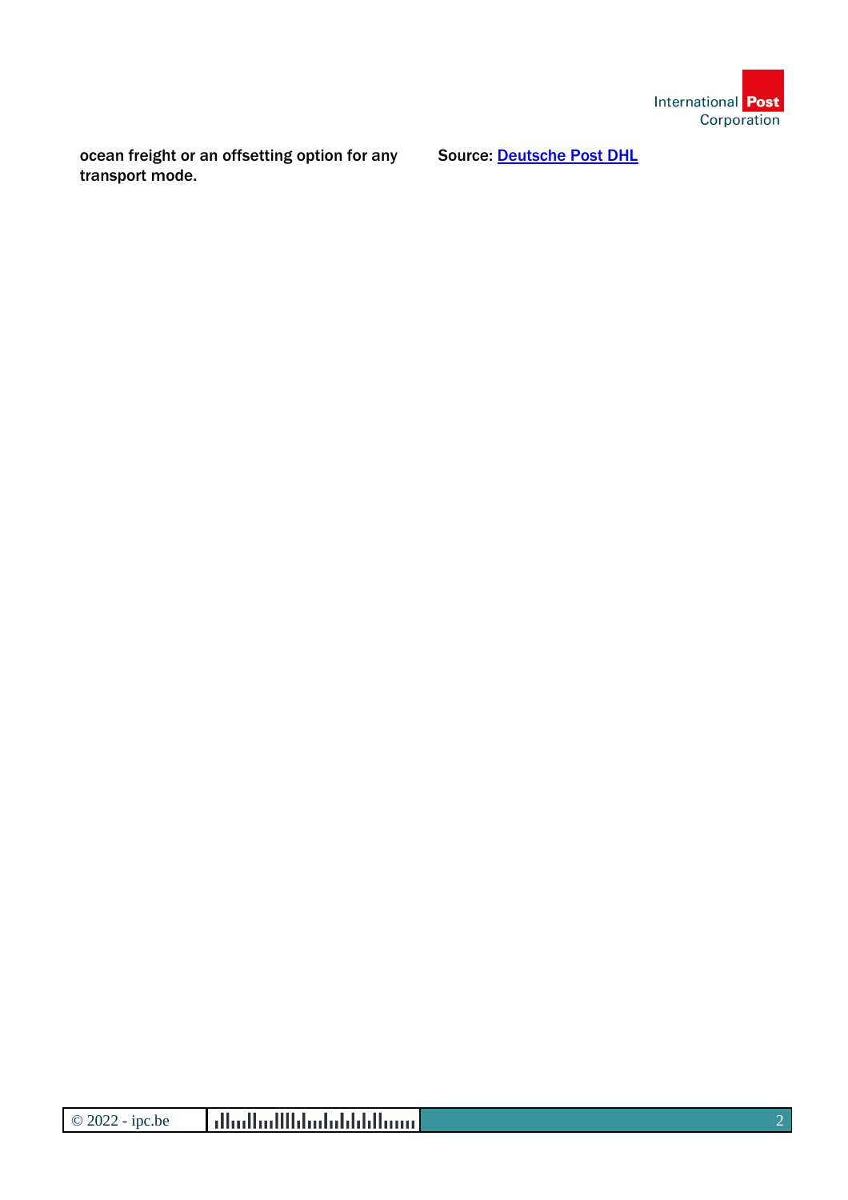ocean freight or an offsetting option for any transport mode.

Source: [Deutsche Post DHL]